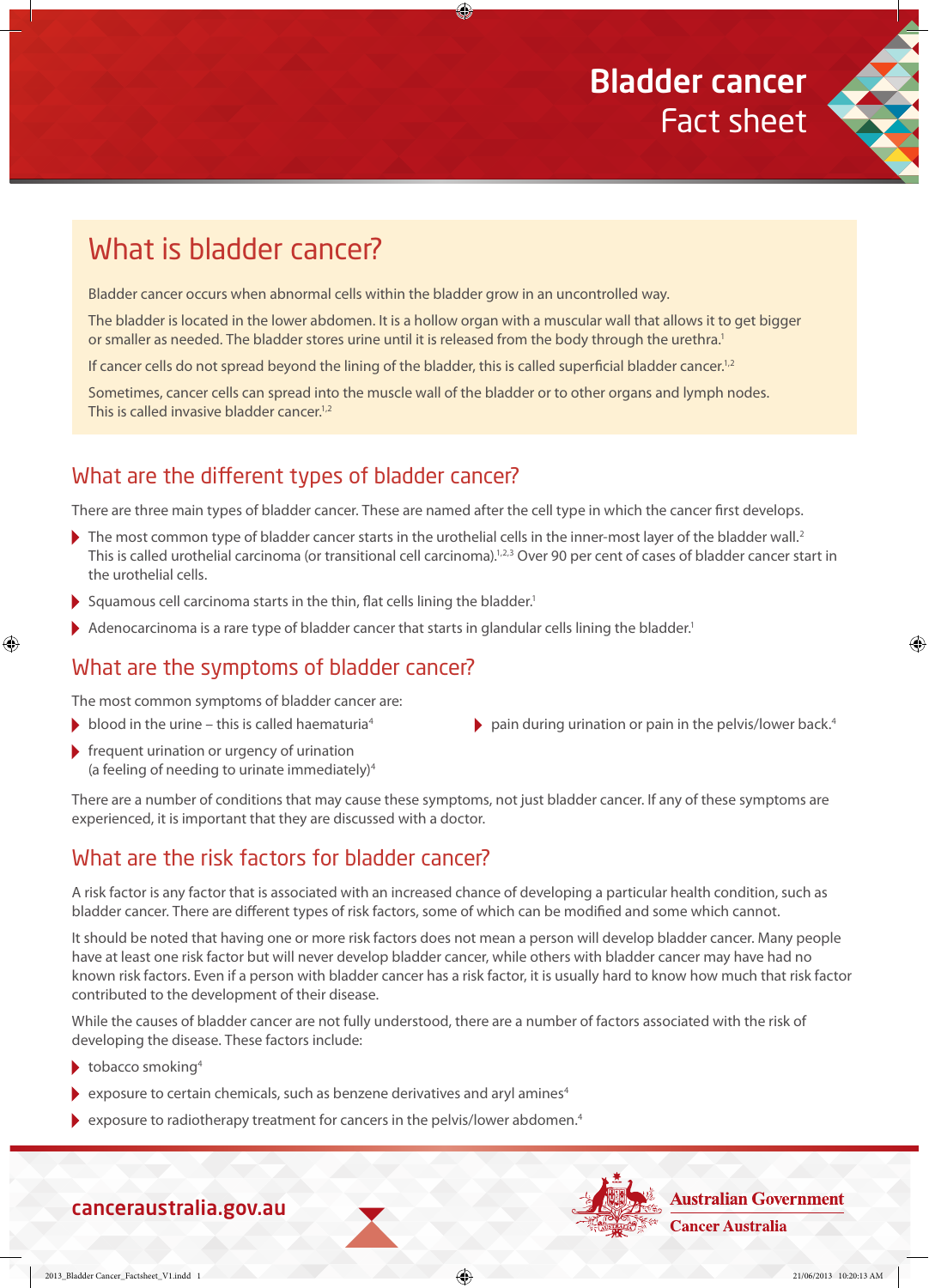# Bladder cancer
Fact sheet

## What is bladder cancer?

Bladder cancer occurs when abnormal cells within the bladder grow in an uncontrolled way.

The bladder is located in the lower abdomen. It is a hollow organ with a muscular wall that allows it to get bigger or smaller as needed. The bladder stores urine until it is released from the body through the urethra.[1]

If cancer cells do not spread beyond the lining of the bladder, this is called superficial bladder cancer.[1,2]

Sometimes, cancer cells can spread into the muscle wall of the bladder or to other organs and lymph nodes. This is called invasive bladder cancer.[1,2]

## What are the different types of bladder cancer?

There are three main types of bladder cancer. These are named after the cell type in which the cancer first develops.

- The most common type of bladder cancer starts in the urothelial cells in the inner-most layer of the bladder wall.[2] This is called urothelial carcinoma (or transitional cell carcinoma).[1,2,3] Over 90 per cent of cases of bladder cancer start in the urothelial cells.
- Squamous cell carcinoma starts in the thin, flat cells lining the bladder.[1]
- Adenocarcinoma is a rare type of bladder cancer that starts in glandular cells lining the bladder.[1]

## What are the symptoms of bladder cancer?

The most common symptoms of bladder cancer are:

- blood in the urine – this is called haematuria[4]
- frequent urination or urgency of urination (a feeling of needing to urinate immediately)[4]
- pain during urination or pain in the pelvis/lower back.[4]

There are a number of conditions that may cause these symptoms, not just bladder cancer. If any of these symptoms are experienced, it is important that they are discussed with a doctor.

## What are the risk factors for bladder cancer?

A risk factor is any factor that is associated with an increased chance of developing a particular health condition, such as bladder cancer. There are different types of risk factors, some of which can be modified and some which cannot.

It should be noted that having one or more risk factors does not mean a person will develop bladder cancer. Many people have at least one risk factor but will never develop bladder cancer, while others with bladder cancer may have had no known risk factors. Even if a person with bladder cancer has a risk factor, it is usually hard to know how much that risk factor contributed to the development of their disease.

While the causes of bladder cancer are not fully understood, there are a number of factors associated with the risk of developing the disease. These factors include:

- tobacco smoking[4]
- exposure to certain chemicals, such as benzene derivatives and aryl amines[4]
- exposure to radiotherapy treatment for cancers in the pelvis/lower abdomen.[4]

canceraustralia.gov.au

Australian Government
Cancer Australia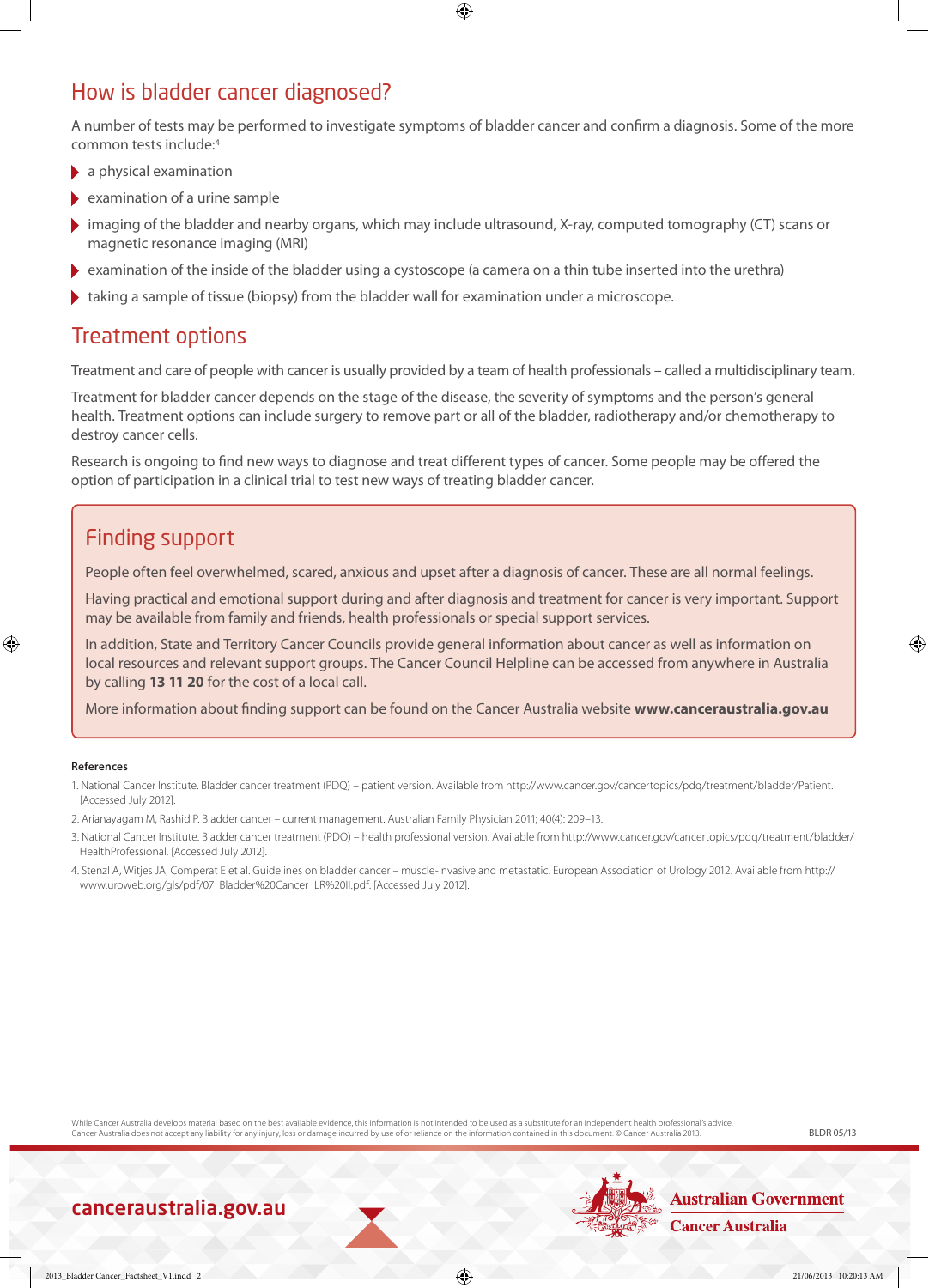## How is bladder cancer diagnosed?

A number of tests may be performed to investigate symptoms of bladder cancer and confirm a diagnosis. Some of the more common tests include:[4]

- a physical examination
- examination of a urine sample
- imaging of the bladder and nearby organs, which may include ultrasound, X-ray, computed tomography (CT) scans or magnetic resonance imaging (MRI)
- examination of the inside of the bladder using a cystoscope (a camera on a thin tube inserted into the urethra)
- taking a sample of tissue (biopsy) from the bladder wall for examination under a microscope.

## Treatment options

Treatment and care of people with cancer is usually provided by a team of health professionals – called a multidisciplinary team.

Treatment for bladder cancer depends on the stage of the disease, the severity of symptoms and the person's general health. Treatment options can include surgery to remove part or all of the bladder, radiotherapy and/or chemotherapy to destroy cancer cells.

Research is ongoing to find new ways to diagnose and treat different types of cancer. Some people may be offered the option of participation in a clinical trial to test new ways of treating bladder cancer.

## Finding support

People often feel overwhelmed, scared, anxious and upset after a diagnosis of cancer. These are all normal feelings.

Having practical and emotional support during and after diagnosis and treatment for cancer is very important. Support may be available from family and friends, health professionals or special support services.

In addition, State and Territory Cancer Councils provide general information about cancer as well as information on local resources and relevant support groups. The Cancer Council Helpline can be accessed from anywhere in Australia by calling **13 11 20** for the cost of a local call.

More information about finding support can be found on the Cancer Australia website **www.canceraustralia.gov.au**

**References**

1. National Cancer Institute. Bladder cancer treatment (PDQ) – patient version. Available from http://www.cancer.gov/cancertopics/pdq/treatment/bladder/Patient. [Accessed July 2012].
2. Arianayagam M, Rashid P. Bladder cancer – current management. Australian Family Physician 2011; 40(4): 209–13.
3. National Cancer Institute. Bladder cancer treatment (PDQ) – health professional version. Available from http://www.cancer.gov/cancertopics/pdq/treatment/bladder/HealthProfessional. [Accessed July 2012].
4. Stenzl A, Witjes JA, Comperat E et al. Guidelines on bladder cancer – muscle-invasive and metastatic. European Association of Urology 2012. Available from http://www.uroweb.org/gls/pdf/07_Bladder%20Cancer_LR%20II.pdf. [Accessed July 2012].

While Cancer Australia develops material based on the best available evidence, this information is not intended to be used as a substitute for an independent health professional's advice. Cancer Australia does not accept any liability for any injury, loss or damage incurred by use of or reliance on the information contained in this document. © Cancer Australia 2013.

BLDR 05/13

canceraustralia.gov.au

Australian Government

Cancer Australia